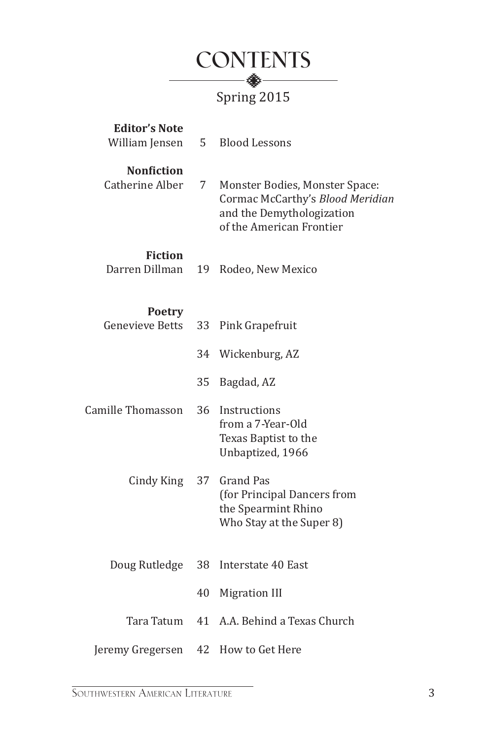# CONTENTS

Spring 2015

**Editor's Note**

William Jensen 5 Blood Lessons

**Nonfiction**

Catherine Alber 7 Monster Bodies, Monster Space: Cormac McCarthy's *Blood Meridian* and the Demythologization of the American Frontier

**Fiction**

Darren Dillman 19 Rodeo, New Mexico

**Poetry**

Genevieve Betts 33 Pink Grapefruit

34 Wickenburg, AZ

35 Bagdad, AZ

Camille Thomasson 36 Instructions from a 7-Year-Old Texas Baptist to the Unbaptized, 1966

Cindy King 37 Grand Pas (for Principal Dancers from the Spearmint Rhino Who Stay at the Super 8)

Doug Rutledge 38 Interstate 40 East

40 Migration III

Tara Tatum 41 A.A. Behind a Texas Church

Jeremy Gregersen 42 How to Get Here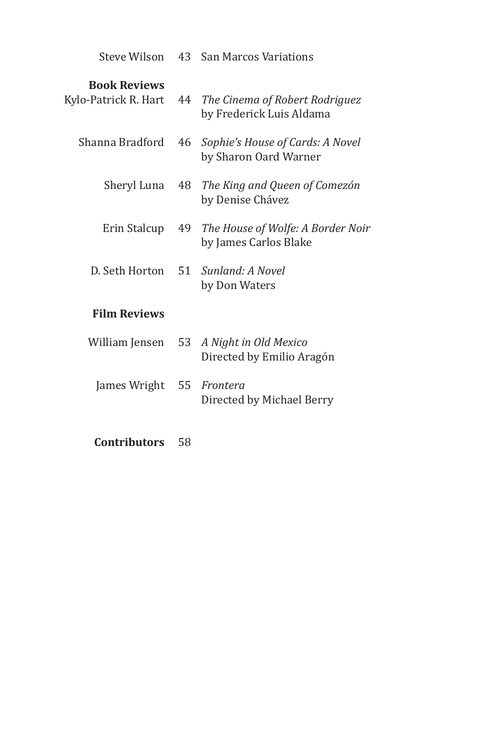Steve Wilson 43 San Marcos Variations

**Book Reviews**

Kylo-Patrick R. Hart 44 *The Cinema of Robert Rodriguez* by Frederick Luis Aldama

Shanna Bradford 46 *Sophie's House of Cards: A Novel* by Sharon Oard Warner

Sheryl Luna 48 *The King and Queen of Comezón* by Denise Chávez

Erin Stalcup 49 *The House of Wolfe: A Border Noir* by James Carlos Blake

D. Seth Horton 51 *Sunland: A Novel* by Don Waters

**Film Reviews**

William Jensen 53 *A Night in Old Mexico* Directed by Emilio Aragón

James Wright 55 *Frontera* Directed by Michael Berry

**Contributors** 58